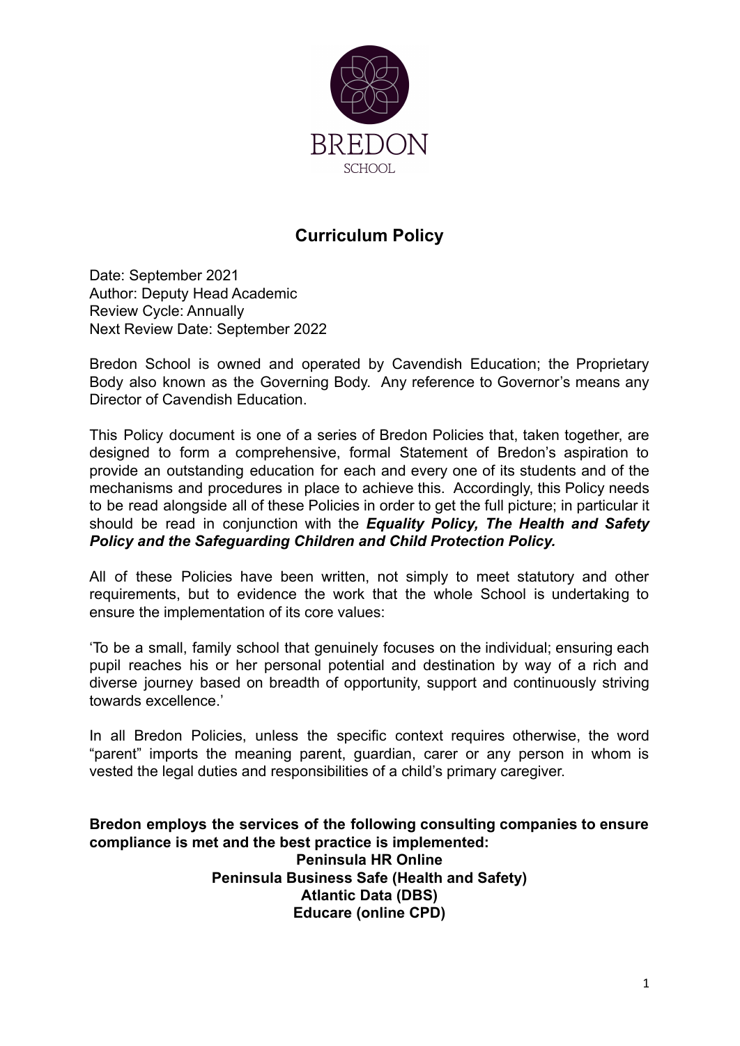BREDON

SCHOOL

# Curriculum Policy

Date: September 2021
Author: Deputy Head Academic
Review Cycle: Annually
Next Review Date: September 2022

Bredon School is owned and operated by Cavendish Education; the Proprietary Body also known as the Governing Body. Any reference to Governor's means any Director of Cavendish Education.

This Policy document is one of a series of Bredon Policies that, taken together, are designed to form a comprehensive, formal Statement of Bredon's aspiration to provide an outstanding education for each and every one of its students and of the mechanisms and procedures in place to achieve this. Accordingly, this Policy needs to be read alongside all of these Policies in order to get the full picture; in particular it should be read in conjunction with the ***Equality Policy, The Health and Safety Policy and the Safeguarding Children and Child Protection Policy.***

All of these Policies have been written, not simply to meet statutory and other requirements, but to evidence the work that the whole School is undertaking to ensure the implementation of its core values:

'To be a small, family school that genuinely focuses on the individual; ensuring each pupil reaches his or her personal potential and destination by way of a rich and diverse journey based on breadth of opportunity, support and continuously striving towards excellence.'

In all Bredon Policies, unless the specific context requires otherwise, the word "parent" imports the meaning parent, guardian, carer or any person in whom is vested the legal duties and responsibilities of a child's primary caregiver.

**Bredon employs the services of the following consulting companies to ensure compliance is met and the best practice is implemented:**

**Peninsula HR Online**
**Peninsula Business Safe (Health and Safety)**
**Atlantic Data (DBS)**
**Educare (online CPD)**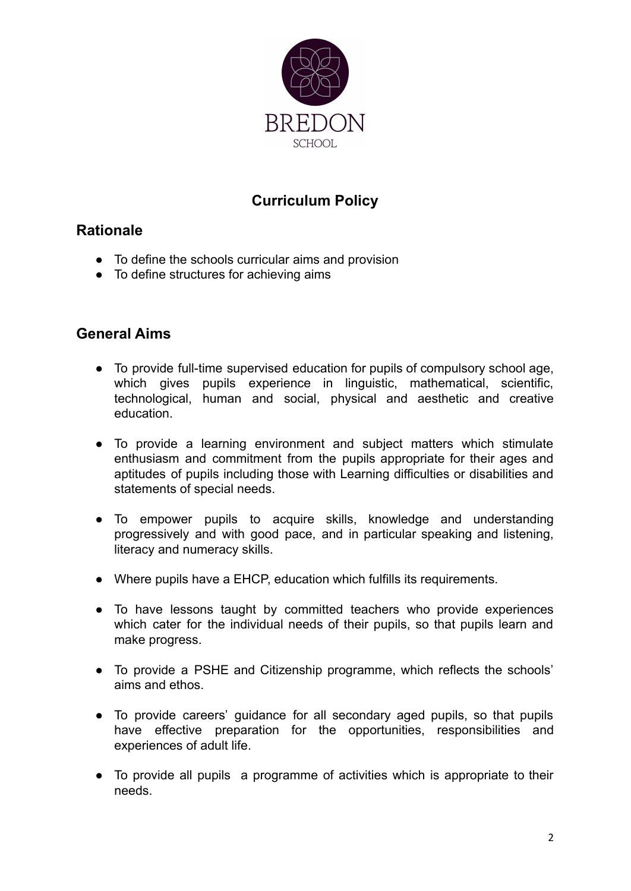BREDON

SCHOOL

# Curriculum Policy

## Rationale

- To define the schools curricular aims and provision
- To define structures for achieving aims

## General Aims

- To provide full-time supervised education for pupils of compulsory school age, which gives pupils experience in linguistic, mathematical, scientific, technological, human and social, physical and aesthetic and creative education.

- To provide a learning environment and subject matters which stimulate enthusiasm and commitment from the pupils appropriate for their ages and aptitudes of pupils including those with Learning difficulties or disabilities and statements of special needs.

- To empower pupils to acquire skills, knowledge and understanding progressively and with good pace, and in particular speaking and listening, literacy and numeracy skills.

- Where pupils have a EHCP, education which fulfills its requirements.

- To have lessons taught by committed teachers who provide experiences which cater for the individual needs of their pupils, so that pupils learn and make progress.

- To provide a PSHE and Citizenship programme, which reflects the schools' aims and ethos.

- To provide careers' guidance for all secondary aged pupils, so that pupils have effective preparation for the opportunities, responsibilities and experiences of adult life.

- To provide all pupils a programme of activities which is appropriate to their needs.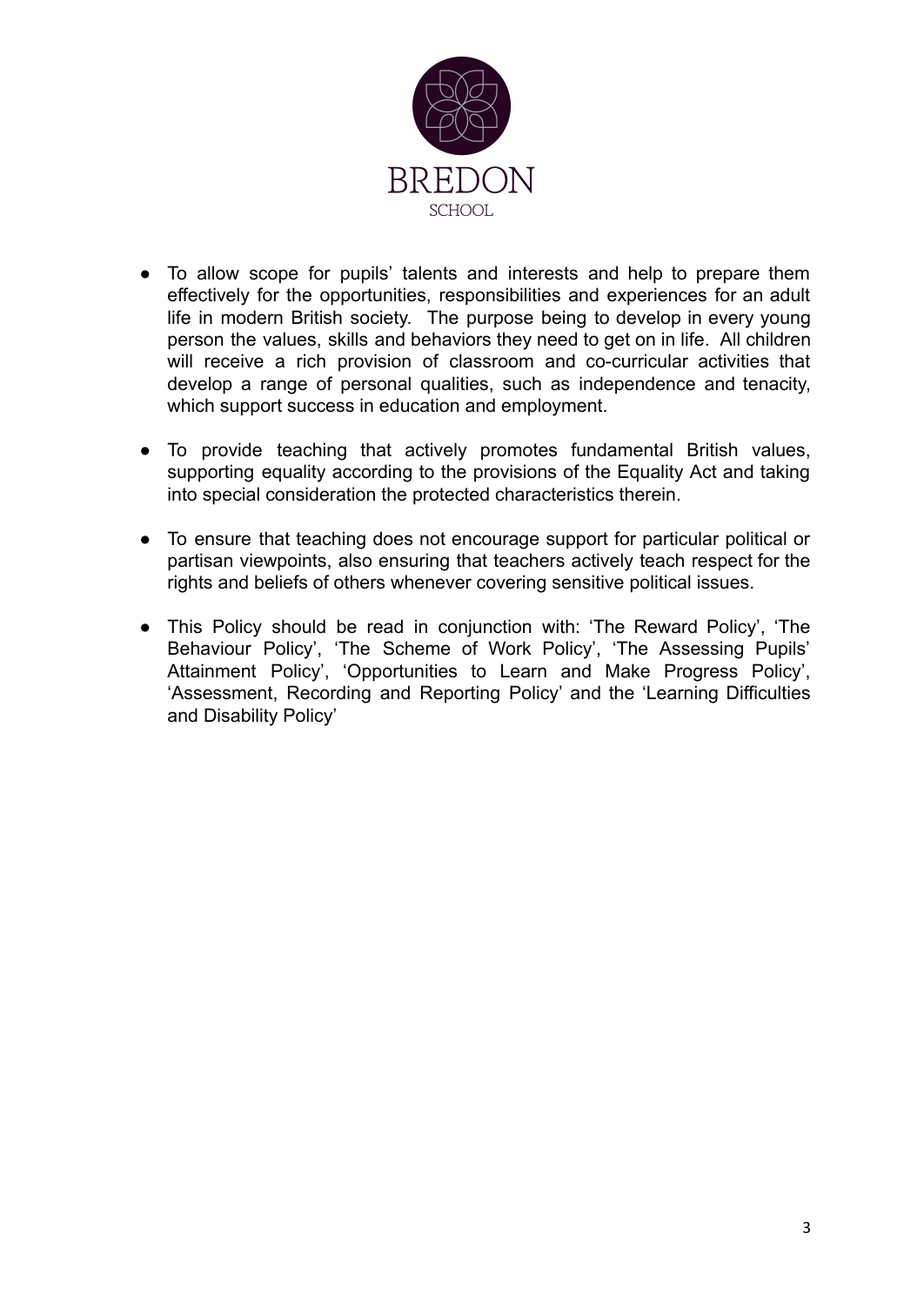- To allow scope for pupils' talents and interests and help to prepare them effectively for the opportunities, responsibilities and experiences for an adult life in modern British society. The purpose being to develop in every young person the values, skills and behaviors they need to get on in life. All children will receive a rich provision of classroom and co-curricular activities that develop a range of personal qualities, such as independence and tenacity, which support success in education and employment.

- To provide teaching that actively promotes fundamental British values, supporting equality according to the provisions of the Equality Act and taking into special consideration the protected characteristics therein.

- To ensure that teaching does not encourage support for particular political or partisan viewpoints, also ensuring that teachers actively teach respect for the rights and beliefs of others whenever covering sensitive political issues.

- This Policy should be read in conjunction with: 'The Reward Policy', 'The Behaviour Policy', 'The Scheme of Work Policy', 'The Assessing Pupils' Attainment Policy', 'Opportunities to Learn and Make Progress Policy', 'Assessment, Recording and Reporting Policy' and the 'Learning Difficulties and Disability Policy'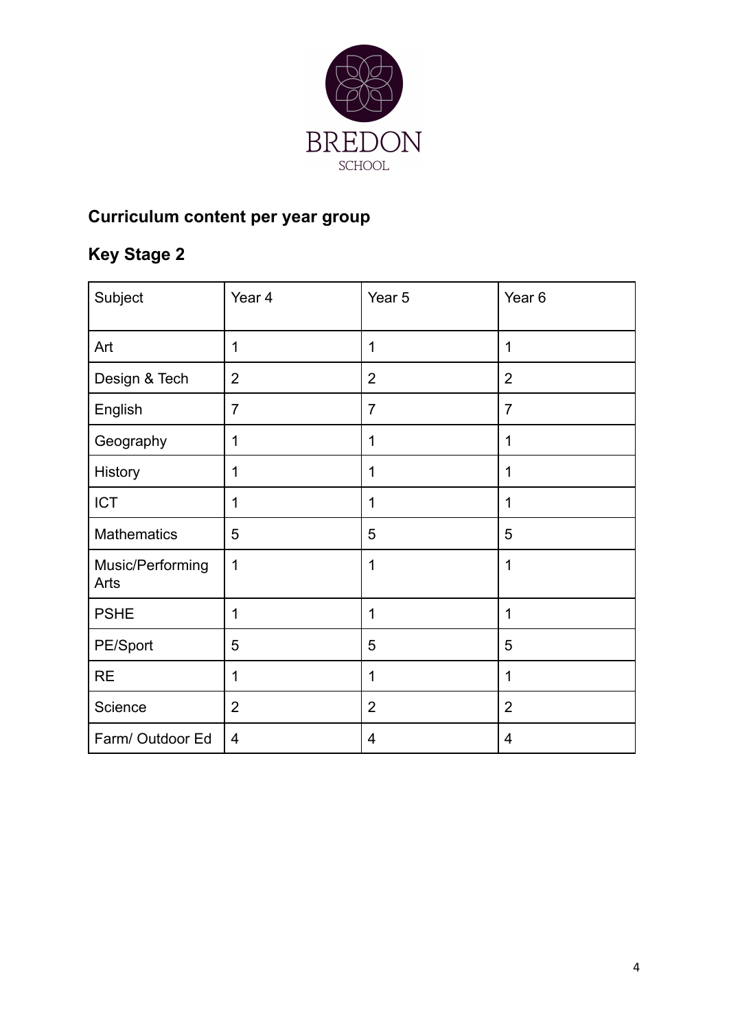BREDON

SCHOOL

## Curriculum content per year group

## Key Stage 2

| Subject | Year 4 | Year 5 | Year 6 |
|---|---|---|---|
| Art | 1 | 1 | 1 |
| Design & Tech | 2 | 2 | 2 |
| English | 7 | 7 | 7 |
| Geography | 1 | 1 | 1 |
| History | 1 | 1 | 1 |
| ICT | 1 | 1 | 1 |
| Mathematics | 5 | 5 | 5 |
| Music/Performing Arts | 1 | 1 | 1 |
| PSHE | 1 | 1 | 1 |
| PE/Sport | 5 | 5 | 5 |
| RE | 1 | 1 | 1 |
| Science | 2 | 2 | 2 |
| Farm/ Outdoor Ed | 4 | 4 | 4 |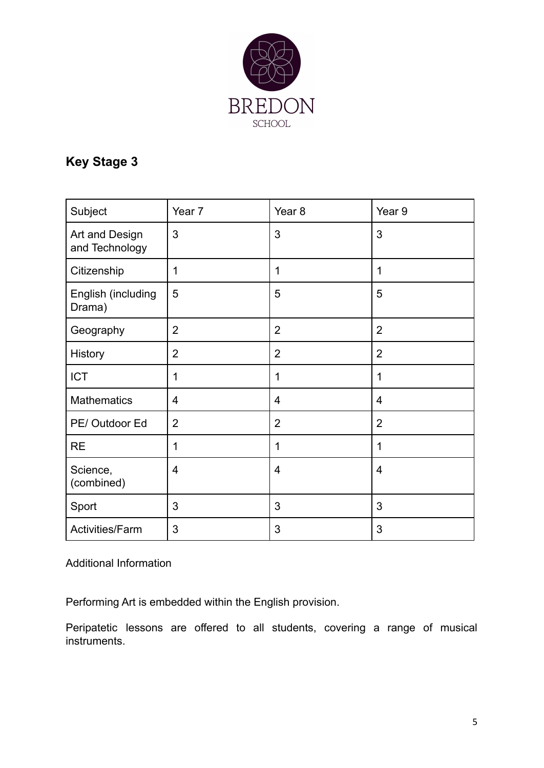## Key Stage 3

| Subject | Year 7 | Year 8 | Year 9 |
|---|---|---|---|
| Art and Design and Technology | 3 | 3 | 3 |
| Citizenship | 1 | 1 | 1 |
| English (including Drama) | 5 | 5 | 5 |
| Geography | 2 | 2 | 2 |
| History | 2 | 2 | 2 |
| ICT | 1 | 1 | 1 |
| Mathematics | 4 | 4 | 4 |
| PE/ Outdoor Ed | 2 | 2 | 2 |
| RE | 1 | 1 | 1 |
| Science, (combined) | 4 | 4 | 4 |
| Sport | 3 | 3 | 3 |
| Activities/Farm | 3 | 3 | 3 |

Additional Information

Performing Art is embedded within the English provision.

Peripatetic lessons are offered to all students, covering a range of musical instruments.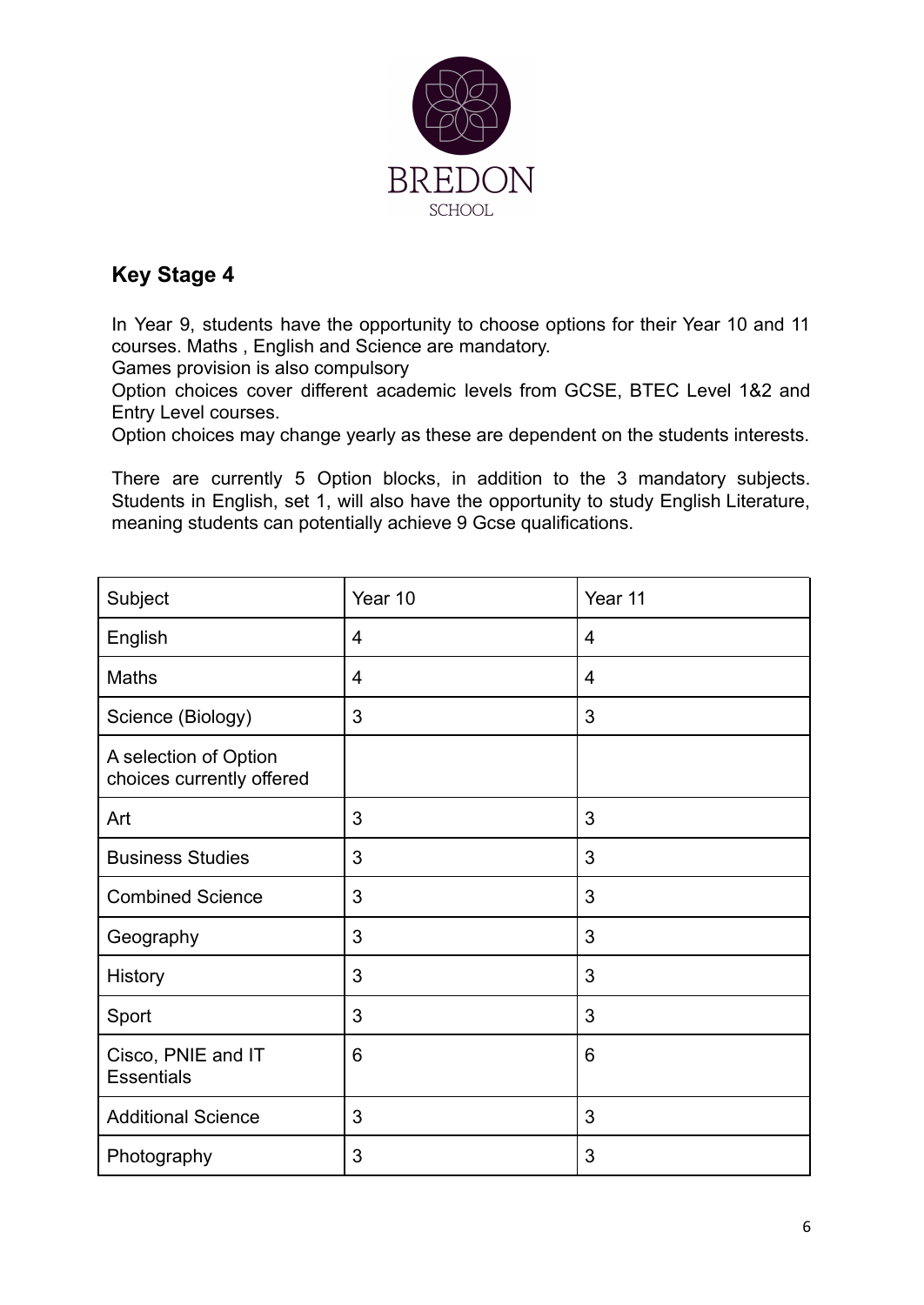BREDON
SCHOOL

## Key Stage 4

In Year 9, students have the opportunity to choose options for their Year 10 and 11 courses. Maths , English and Science are mandatory.
Games provision is also compulsory
Option choices cover different academic levels from GCSE, BTEC Level 1&2 and Entry Level courses.
Option choices may change yearly as these are dependent on the students interests.

There are currently 5 Option blocks, in addition to the 3 mandatory subjects. Students in English, set 1, will also have the opportunity to study English Literature, meaning students can potentially achieve 9 Gcse qualifications.

| Subject | Year 10 | Year 11 |
|---|---|---|
| English | 4 | 4 |
| Maths | 4 | 4 |
| Science (Biology) | 3 | 3 |
| A selection of Option choices currently offered | | |
| Art | 3 | 3 |
| Business Studies | 3 | 3 |
| Combined Science | 3 | 3 |
| Geography | 3 | 3 |
| History | 3 | 3 |
| Sport | 3 | 3 |
| Cisco, PNIE and IT Essentials | 6 | 6 |
| Additional Science | 3 | 3 |
| Photography | 3 | 3 |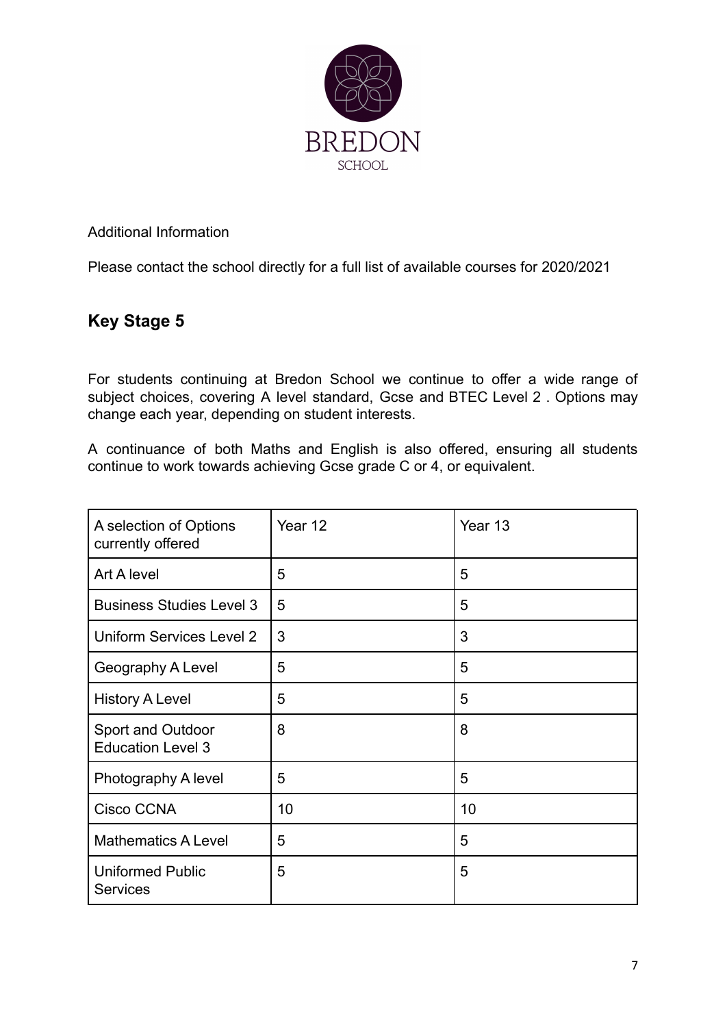Additional Information

Please contact the school directly for a full list of available courses for 2020/2021

## Key Stage 5

For students continuing at Bredon School we continue to offer a wide range of subject choices, covering A level standard, Gcse and BTEC Level 2 . Options may change each year, depending on student interests.

A continuance of both Maths and English is also offered, ensuring all students continue to work towards achieving Gcse grade C or 4, or equivalent.

| A selection of Options currently offered | Year 12 | Year 13 |
|---|---|---|
| Art A level | 5 | 5 |
| Business Studies Level 3 | 5 | 5 |
| Uniform Services Level 2 | 3 | 3 |
| Geography A Level | 5 | 5 |
| History A Level | 5 | 5 |
| Sport and Outdoor Education Level 3 | 8 | 8 |
| Photography A level | 5 | 5 |
| Cisco CCNA | 10 | 10 |
| Mathematics A Level | 5 | 5 |
| Uniformed Public Services | 5 | 5 |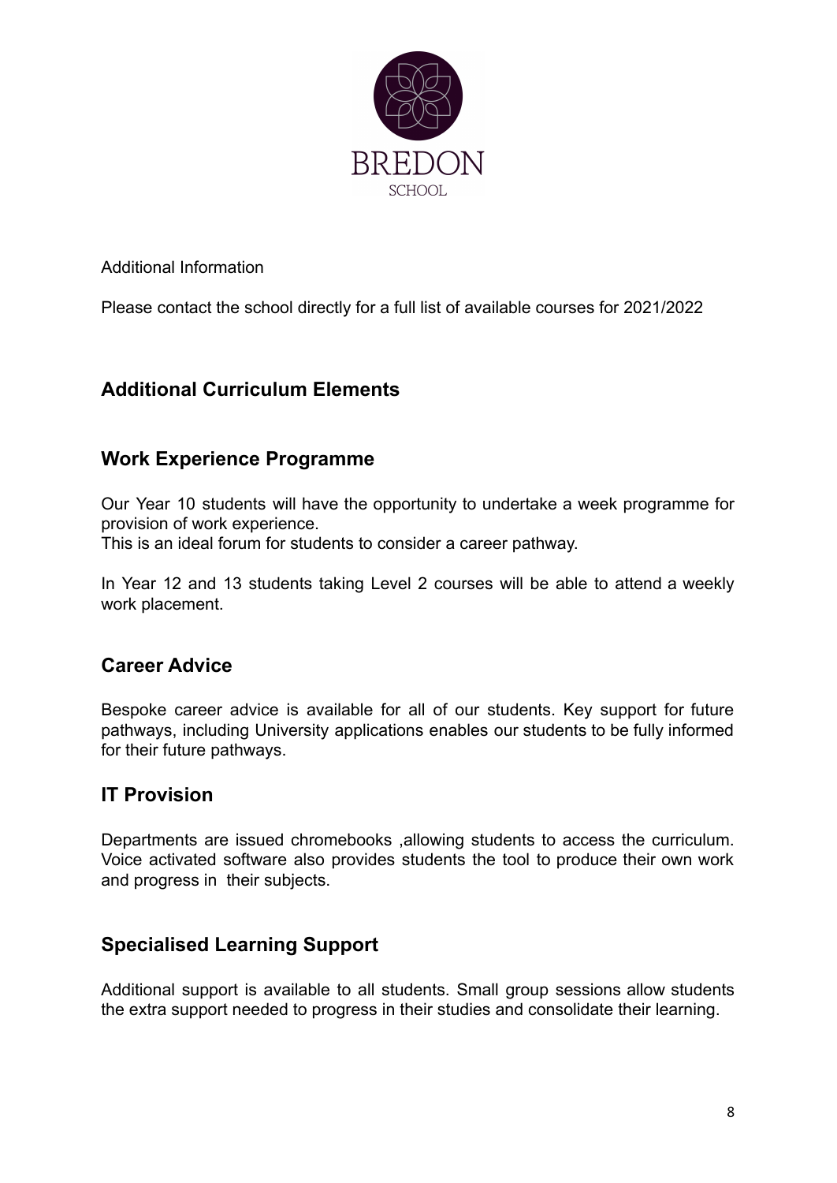BREDON

SCHOOL

Additional Information

Please contact the school directly for a full list of available courses for 2021/2022

## Additional Curriculum Elements

## Work Experience Programme

Our Year 10 students will have the opportunity to undertake a week programme for provision of work experience.
This is an ideal forum for students to consider a career pathway.

In Year 12 and 13 students taking Level 2 courses will be able to attend a weekly work placement.

## Career Advice

Bespoke career advice is available for all of our students. Key support for future pathways, including University applications enables our students to be fully informed for their future pathways.

## IT Provision

Departments are issued chromebooks ,allowing students to access the curriculum. Voice activated software also provides students the tool to produce their own work and progress in their subjects.

## Specialised Learning Support

Additional support is available to all students. Small group sessions allow students the extra support needed to progress in their studies and consolidate their learning.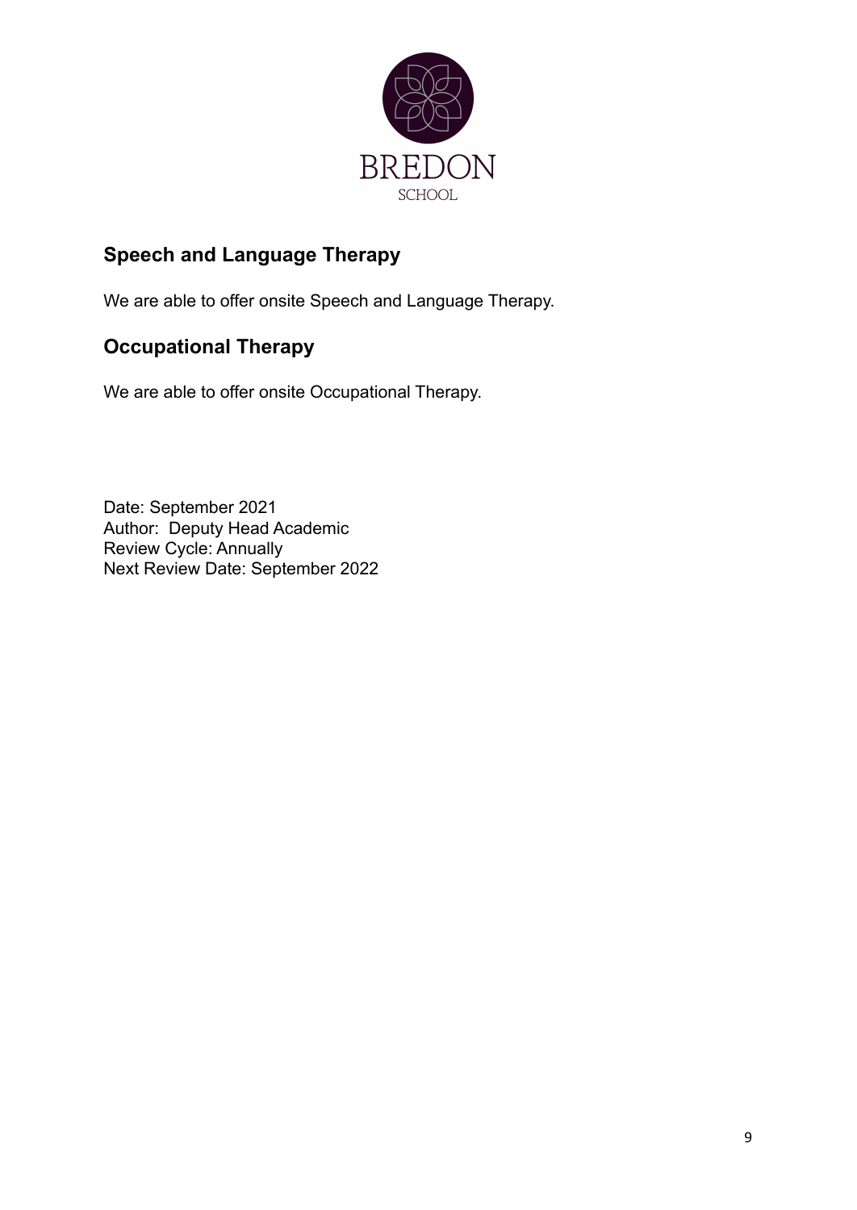## Speech and Language Therapy

We are able to offer onsite Speech and Language Therapy.

## Occupational Therapy

We are able to offer onsite Occupational Therapy.

Date: September 2021
Author: Deputy Head Academic
Review Cycle: Annually
Next Review Date: September 2022